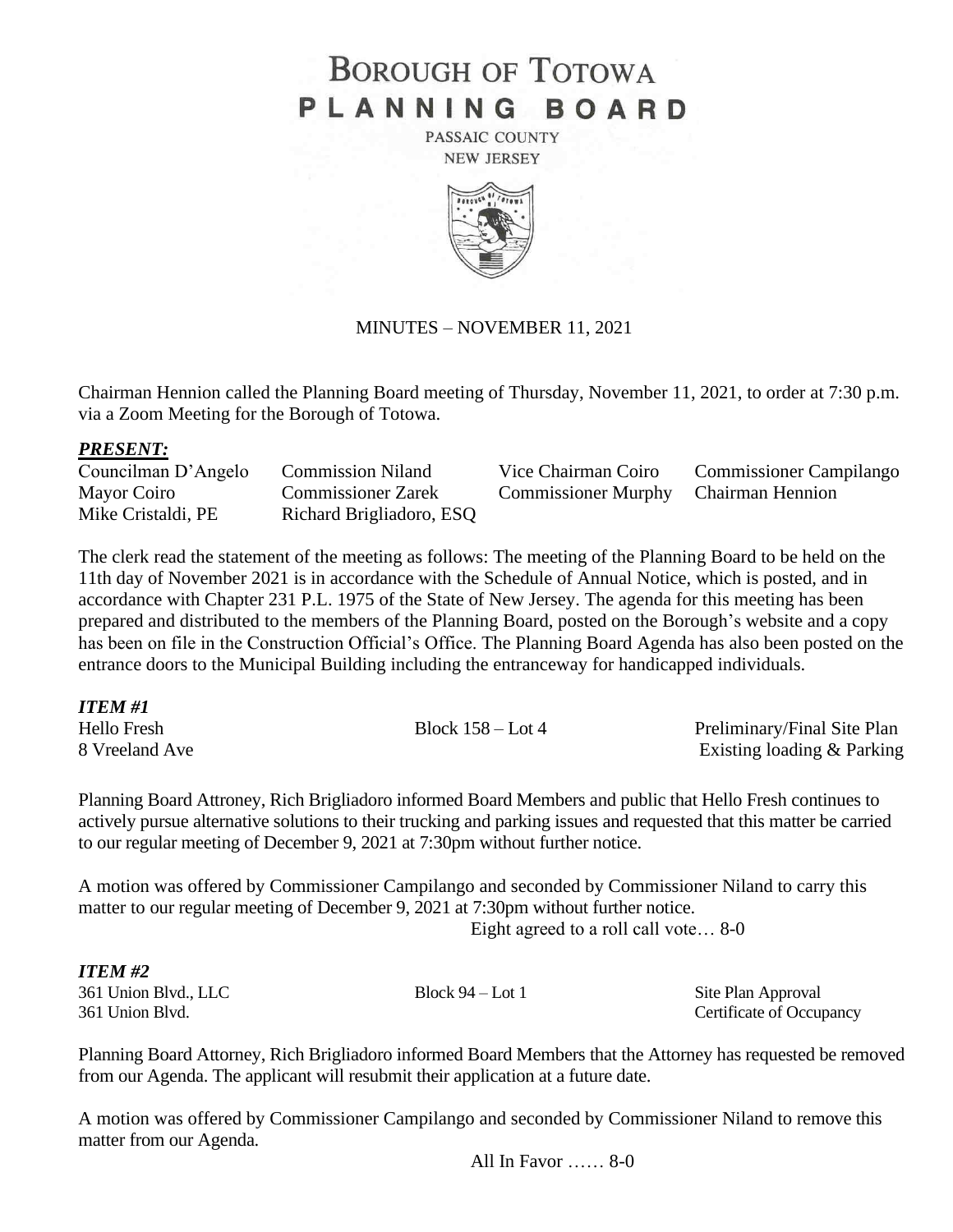# BOROUGH OF TOTOWA
# PLANNING BOARD

PASSAIC COUNTY
NEW JERSEY

MINUTES – NOVEMBER 11, 2021

Chairman Hennion called the Planning Board meeting of Thursday, November 11, 2021, to order at 7:30 p.m. via a Zoom Meeting for the Borough of Totowa.

## *PRESENT:*

| | | | |
|---|---|---|---|
| Councilman D'Angelo | Commission Niland | Vice Chairman Coiro | Commissioner Campilango |
| Mayor Coiro | Commissioner Zarek | Commissioner Murphy | Chairman Hennion |
| Mike Cristaldi, PE | Richard Brigliadoro, ESQ | | |

The clerk read the statement of the meeting as follows: The meeting of the Planning Board to be held on the 11th day of November 2021 is in accordance with the Schedule of Annual Notice, which is posted, and in accordance with Chapter 231 P.L. 1975 of the State of New Jersey. The agenda for this meeting has been prepared and distributed to the members of the Planning Board, posted on the Borough's website and a copy has been on file in the Construction Official's Office. The Planning Board Agenda has also been posted on the entrance doors to the Municipal Building including the entranceway for handicapped individuals.

## *ITEM #1*

| | | |
|---|---|---|
| Hello Fresh | Block 158 – Lot 4 | Preliminary/Final Site Plan |
| 8 Vreeland Ave | | Existing loading & Parking |

Planning Board Attroney, Rich Brigliadoro informed Board Members and public that Hello Fresh continues to actively pursue alternative solutions to their trucking and parking issues and requested that this matter be carried to our regular meeting of December 9, 2021 at 7:30pm without further notice.

A motion was offered by Commissioner Campilango and seconded by Commissioner Niland to carry this matter to our regular meeting of December 9, 2021 at 7:30pm without further notice.

Eight agreed to a roll call vote… 8-0

## *ITEM #2*

| | | |
|---|---|---|
| 361 Union Blvd., LLC | Block 94 – Lot 1 | Site Plan Approval |
| 361 Union Blvd. | | Certificate of Occupancy |

Planning Board Attorney, Rich Brigliadoro informed Board Members that the Attorney has requested be removed from our Agenda. The applicant will resubmit their application at a future date.

A motion was offered by Commissioner Campilango and seconded by Commissioner Niland to remove this matter from our Agenda.

All In Favor …… 8-0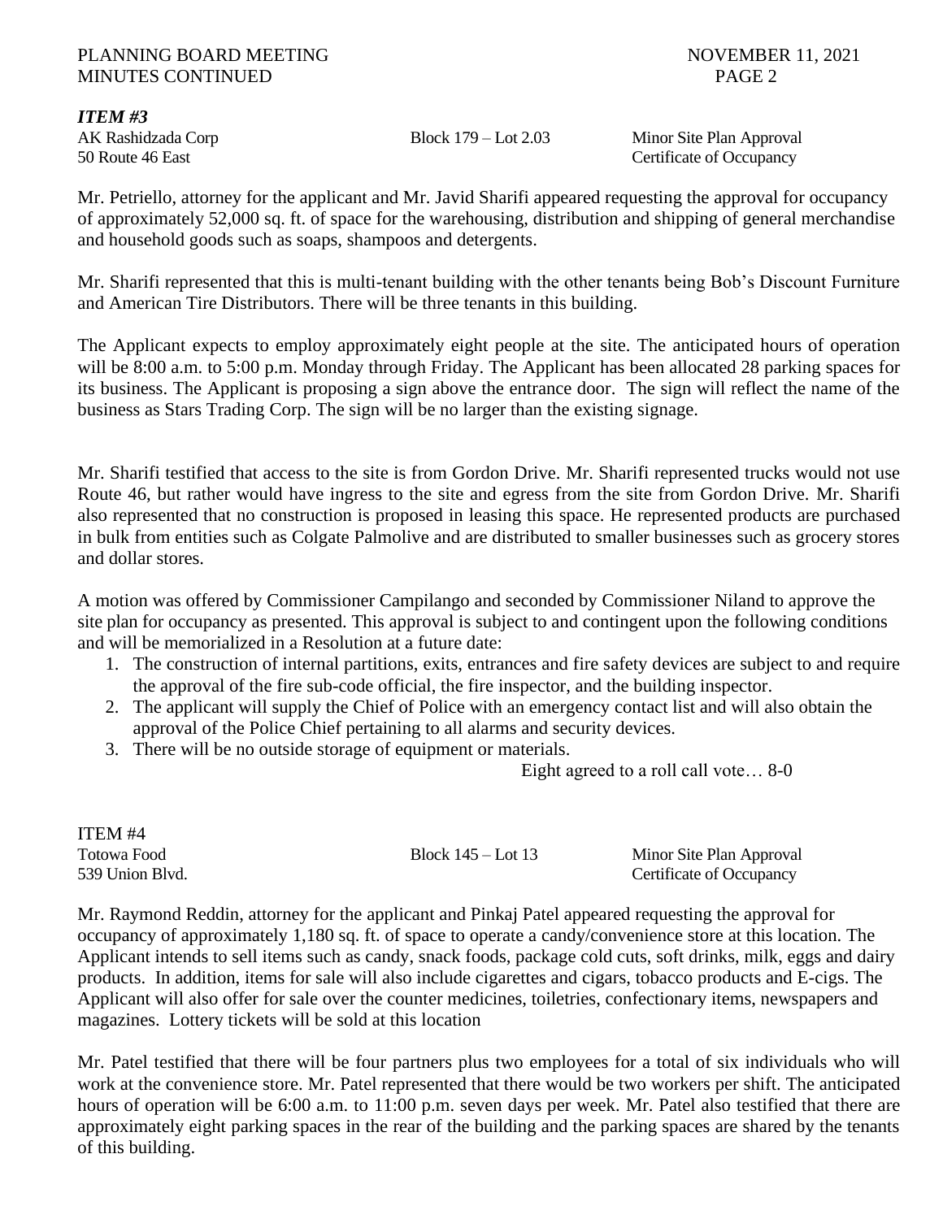### *ITEM #3*

AK Rashidzada Corp — Block 179 – Lot 2.03 — Minor Site Plan Approval
50 Route 46 East — Certificate of Occupancy

Mr. Petriello, attorney for the applicant and Mr. Javid Sharifi appeared requesting the approval for occupancy of approximately 52,000 sq. ft. of space for the warehousing, distribution and shipping of general merchandise and household goods such as soaps, shampoos and detergents.

Mr. Sharifi represented that this is multi-tenant building with the other tenants being Bob's Discount Furniture and American Tire Distributors. There will be three tenants in this building.

The Applicant expects to employ approximately eight people at the site. The anticipated hours of operation will be 8:00 a.m. to 5:00 p.m. Monday through Friday. The Applicant has been allocated 28 parking spaces for its business. The Applicant is proposing a sign above the entrance door. The sign will reflect the name of the business as Stars Trading Corp. The sign will be no larger than the existing signage.

Mr. Sharifi testified that access to the site is from Gordon Drive. Mr. Sharifi represented trucks would not use Route 46, but rather would have ingress to the site and egress from the site from Gordon Drive. Mr. Sharifi also represented that no construction is proposed in leasing this space. He represented products are purchased in bulk from entities such as Colgate Palmolive and are distributed to smaller businesses such as grocery stores and dollar stores.

A motion was offered by Commissioner Campilango and seconded by Commissioner Niland to approve the site plan for occupancy as presented. This approval is subject to and contingent upon the following conditions and will be memorialized in a Resolution at a future date:

1. The construction of internal partitions, exits, entrances and fire safety devices are subject to and require the approval of the fire sub-code official, the fire inspector, and the building inspector.
2. The applicant will supply the Chief of Police with an emergency contact list and will also obtain the approval of the Police Chief pertaining to all alarms and security devices.
3. There will be no outside storage of equipment or materials.

Eight agreed to a roll call vote… 8-0

### ITEM #4

Totowa Food — Block 145 – Lot 13 — Minor Site Plan Approval
539 Union Blvd. — Certificate of Occupancy

Mr. Raymond Reddin, attorney for the applicant and Pinkaj Patel appeared requesting the approval for occupancy of approximately 1,180 sq. ft. of space to operate a candy/convenience store at this location. The Applicant intends to sell items such as candy, snack foods, package cold cuts, soft drinks, milk, eggs and dairy products. In addition, items for sale will also include cigarettes and cigars, tobacco products and E-cigs. The Applicant will also offer for sale over the counter medicines, toiletries, confectionary items, newspapers and magazines. Lottery tickets will be sold at this location

Mr. Patel testified that there will be four partners plus two employees for a total of six individuals who will work at the convenience store. Mr. Patel represented that there would be two workers per shift. The anticipated hours of operation will be 6:00 a.m. to 11:00 p.m. seven days per week. Mr. Patel also testified that there are approximately eight parking spaces in the rear of the building and the parking spaces are shared by the tenants of this building.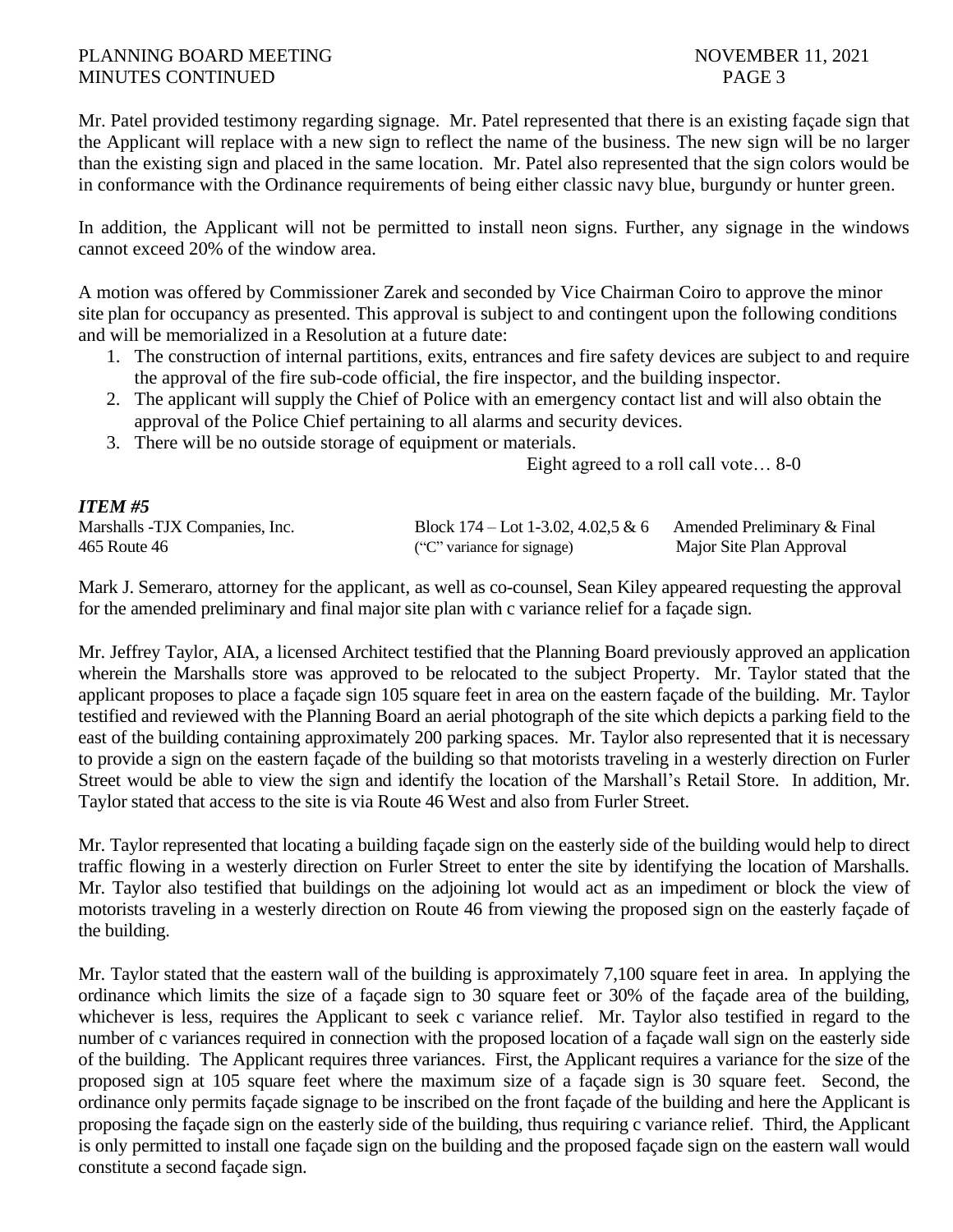Mr. Patel provided testimony regarding signage. Mr. Patel represented that there is an existing façade sign that the Applicant will replace with a new sign to reflect the name of the business. The new sign will be no larger than the existing sign and placed in the same location. Mr. Patel also represented that the sign colors would be in conformance with the Ordinance requirements of being either classic navy blue, burgundy or hunter green.

In addition, the Applicant will not be permitted to install neon signs. Further, any signage in the windows cannot exceed 20% of the window area.

A motion was offered by Commissioner Zarek and seconded by Vice Chairman Coiro to approve the minor site plan for occupancy as presented. This approval is subject to and contingent upon the following conditions and will be memorialized in a Resolution at a future date:

1. The construction of internal partitions, exits, entrances and fire safety devices are subject to and require the approval of the fire sub-code official, the fire inspector, and the building inspector.
2. The applicant will supply the Chief of Police with an emergency contact list and will also obtain the approval of the Police Chief pertaining to all alarms and security devices.
3. There will be no outside storage of equipment or materials.

Eight agreed to a roll call vote… 8-0

***ITEM #5***

| | | |
|---|---|---|
| Marshalls -TJX Companies, Inc. | Block 174 – Lot 1-3.02, 4.02,5 & 6 | Amended Preliminary & Final |
| 465 Route 46 | ("C" variance for signage) | Major Site Plan Approval |

Mark J. Semeraro, attorney for the applicant, as well as co-counsel, Sean Kiley appeared requesting the approval for the amended preliminary and final major site plan with c variance relief for a façade sign.

Mr. Jeffrey Taylor, AIA, a licensed Architect testified that the Planning Board previously approved an application wherein the Marshalls store was approved to be relocated to the subject Property. Mr. Taylor stated that the applicant proposes to place a façade sign 105 square feet in area on the eastern façade of the building. Mr. Taylor testified and reviewed with the Planning Board an aerial photograph of the site which depicts a parking field to the east of the building containing approximately 200 parking spaces. Mr. Taylor also represented that it is necessary to provide a sign on the eastern façade of the building so that motorists traveling in a westerly direction on Furler Street would be able to view the sign and identify the location of the Marshall's Retail Store. In addition, Mr. Taylor stated that access to the site is via Route 46 West and also from Furler Street.

Mr. Taylor represented that locating a building façade sign on the easterly side of the building would help to direct traffic flowing in a westerly direction on Furler Street to enter the site by identifying the location of Marshalls. Mr. Taylor also testified that buildings on the adjoining lot would act as an impediment or block the view of motorists traveling in a westerly direction on Route 46 from viewing the proposed sign on the easterly façade of the building.

Mr. Taylor stated that the eastern wall of the building is approximately 7,100 square feet in area. In applying the ordinance which limits the size of a façade sign to 30 square feet or 30% of the façade area of the building, whichever is less, requires the Applicant to seek c variance relief. Mr. Taylor also testified in regard to the number of c variances required in connection with the proposed location of a façade wall sign on the easterly side of the building. The Applicant requires three variances. First, the Applicant requires a variance for the size of the proposed sign at 105 square feet where the maximum size of a façade sign is 30 square feet. Second, the ordinance only permits façade signage to be inscribed on the front façade of the building and here the Applicant is proposing the façade sign on the easterly side of the building, thus requiring c variance relief. Third, the Applicant is only permitted to install one façade sign on the building and the proposed façade sign on the eastern wall would constitute a second façade sign.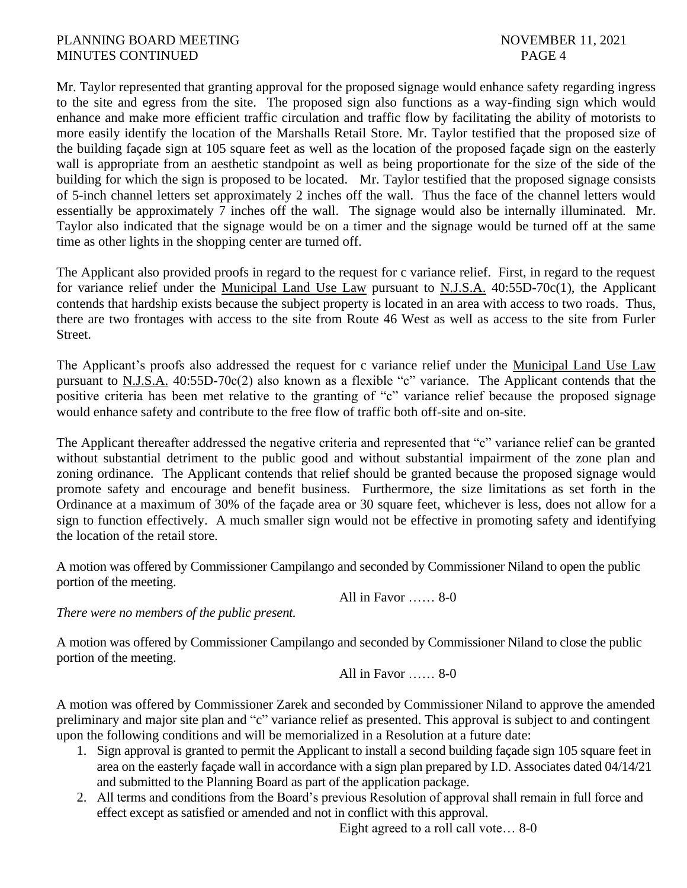Mr. Taylor represented that granting approval for the proposed signage would enhance safety regarding ingress to the site and egress from the site. The proposed sign also functions as a way-finding sign which would enhance and make more efficient traffic circulation and traffic flow by facilitating the ability of motorists to more easily identify the location of the Marshalls Retail Store. Mr. Taylor testified that the proposed size of the building façade sign at 105 square feet as well as the location of the proposed façade sign on the easterly wall is appropriate from an aesthetic standpoint as well as being proportionate for the size of the side of the building for which the sign is proposed to be located. Mr. Taylor testified that the proposed signage consists of 5-inch channel letters set approximately 2 inches off the wall. Thus the face of the channel letters would essentially be approximately 7 inches off the wall. The signage would also be internally illuminated. Mr. Taylor also indicated that the signage would be on a timer and the signage would be turned off at the same time as other lights in the shopping center are turned off.

The Applicant also provided proofs in regard to the request for c variance relief. First, in regard to the request for variance relief under the Municipal Land Use Law pursuant to N.J.S.A. 40:55D-70c(1), the Applicant contends that hardship exists because the subject property is located in an area with access to two roads. Thus, there are two frontages with access to the site from Route 46 West as well as access to the site from Furler Street.

The Applicant's proofs also addressed the request for c variance relief under the Municipal Land Use Law pursuant to N.J.S.A. 40:55D-70c(2) also known as a flexible "c" variance. The Applicant contends that the positive criteria has been met relative to the granting of "c" variance relief because the proposed signage would enhance safety and contribute to the free flow of traffic both off-site and on-site.

The Applicant thereafter addressed the negative criteria and represented that "c" variance relief can be granted without substantial detriment to the public good and without substantial impairment of the zone plan and zoning ordinance. The Applicant contends that relief should be granted because the proposed signage would promote safety and encourage and benefit business. Furthermore, the size limitations as set forth in the Ordinance at a maximum of 30% of the façade area or 30 square feet, whichever is less, does not allow for a sign to function effectively. A much smaller sign would not be effective in promoting safety and identifying the location of the retail store.

A motion was offered by Commissioner Campilango and seconded by Commissioner Niland to open the public portion of the meeting.

All in Favor …… 8-0

*There were no members of the public present.*

A motion was offered by Commissioner Campilango and seconded by Commissioner Niland to close the public portion of the meeting.

All in Favor …… 8-0

A motion was offered by Commissioner Zarek and seconded by Commissioner Niland to approve the amended preliminary and major site plan and "c" variance relief as presented. This approval is subject to and contingent upon the following conditions and will be memorialized in a Resolution at a future date:

1. Sign approval is granted to permit the Applicant to install a second building façade sign 105 square feet in area on the easterly façade wall in accordance with a sign plan prepared by I.D. Associates dated 04/14/21 and submitted to the Planning Board as part of the application package.
2. All terms and conditions from the Board's previous Resolution of approval shall remain in full force and effect except as satisfied or amended and not in conflict with this approval.

Eight agreed to a roll call vote… 8-0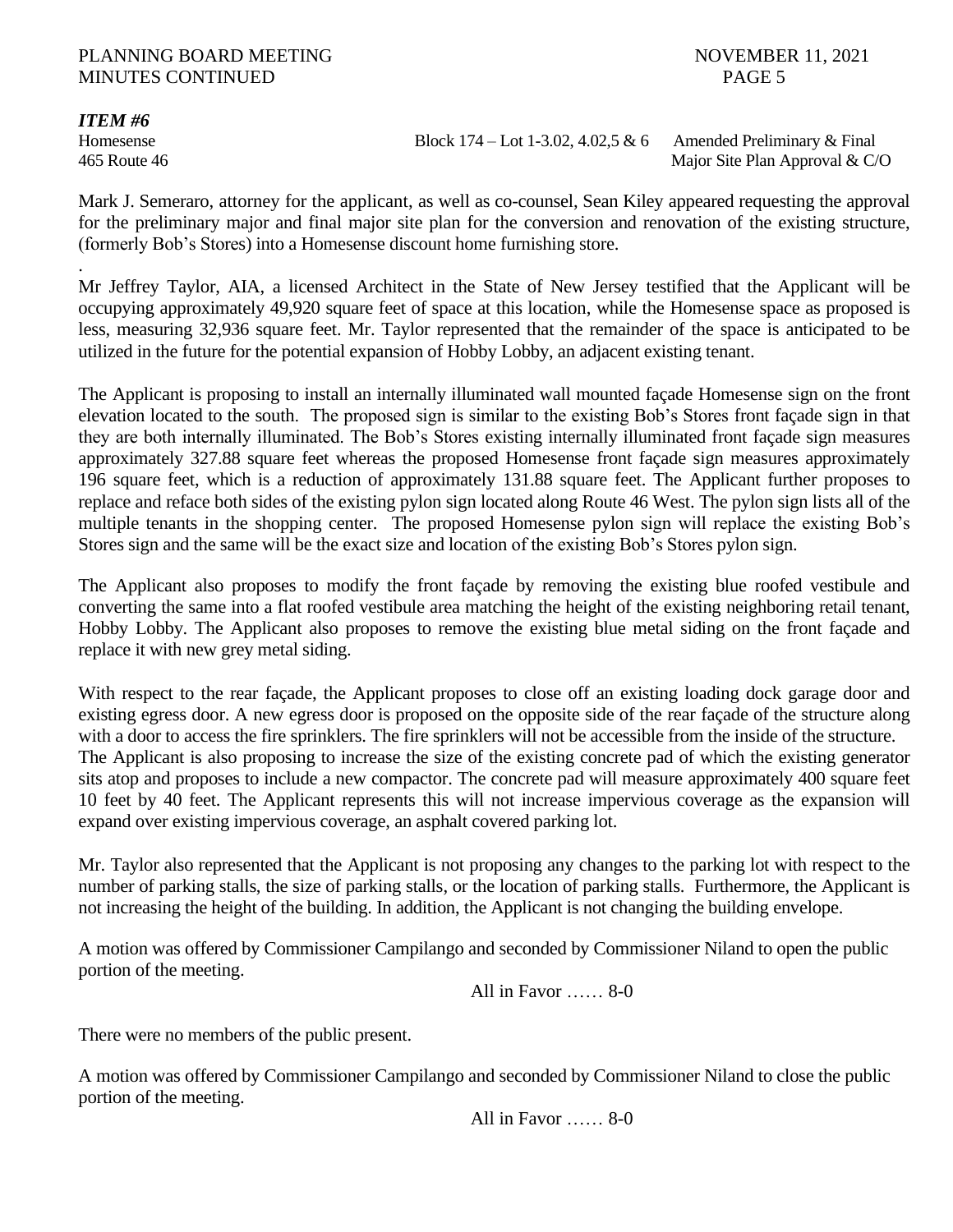***ITEM #6***

Homesense | Block 174 – Lot 1-3.02, 4.02,5 & 6 | Amended Preliminary & Final
465 Route 46 | | Major Site Plan Approval & C/O

Mark J. Semeraro, attorney for the applicant, as well as co-counsel, Sean Kiley appeared requesting the approval for the preliminary major and final major site plan for the conversion and renovation of the existing structure, (formerly Bob's Stores) into a Homesense discount home furnishing store.

.

Mr Jeffrey Taylor, AIA, a licensed Architect in the State of New Jersey testified that the Applicant will be occupying approximately 49,920 square feet of space at this location, while the Homesense space as proposed is less, measuring 32,936 square feet. Mr. Taylor represented that the remainder of the space is anticipated to be utilized in the future for the potential expansion of Hobby Lobby, an adjacent existing tenant.

The Applicant is proposing to install an internally illuminated wall mounted façade Homesense sign on the front elevation located to the south. The proposed sign is similar to the existing Bob's Stores front façade sign in that they are both internally illuminated. The Bob's Stores existing internally illuminated front façade sign measures approximately 327.88 square feet whereas the proposed Homesense front façade sign measures approximately 196 square feet, which is a reduction of approximately 131.88 square feet. The Applicant further proposes to replace and reface both sides of the existing pylon sign located along Route 46 West. The pylon sign lists all of the multiple tenants in the shopping center. The proposed Homesense pylon sign will replace the existing Bob's Stores sign and the same will be the exact size and location of the existing Bob's Stores pylon sign.

The Applicant also proposes to modify the front façade by removing the existing blue roofed vestibule and converting the same into a flat roofed vestibule area matching the height of the existing neighboring retail tenant, Hobby Lobby. The Applicant also proposes to remove the existing blue metal siding on the front façade and replace it with new grey metal siding.

With respect to the rear façade, the Applicant proposes to close off an existing loading dock garage door and existing egress door. A new egress door is proposed on the opposite side of the rear façade of the structure along with a door to access the fire sprinklers. The fire sprinklers will not be accessible from the inside of the structure.
The Applicant is also proposing to increase the size of the existing concrete pad of which the existing generator sits atop and proposes to include a new compactor. The concrete pad will measure approximately 400 square feet 10 feet by 40 feet. The Applicant represents this will not increase impervious coverage as the expansion will expand over existing impervious coverage, an asphalt covered parking lot.

Mr. Taylor also represented that the Applicant is not proposing any changes to the parking lot with respect to the number of parking stalls, the size of parking stalls, or the location of parking stalls. Furthermore, the Applicant is not increasing the height of the building. In addition, the Applicant is not changing the building envelope.

A motion was offered by Commissioner Campilango and seconded by Commissioner Niland to open the public portion of the meeting.

All in Favor …… 8-0

There were no members of the public present.

A motion was offered by Commissioner Campilango and seconded by Commissioner Niland to close the public portion of the meeting.

All in Favor …… 8-0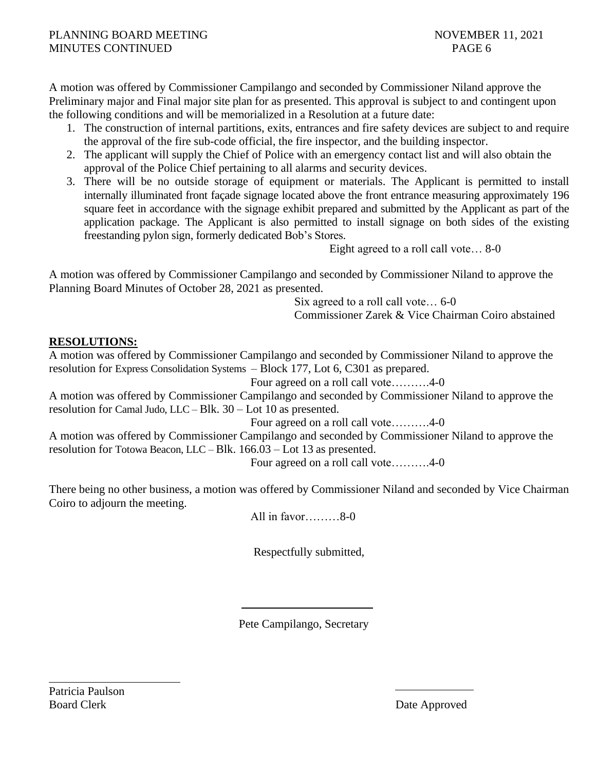A motion was offered by Commissioner Campilango and seconded by Commissioner Niland approve the Preliminary major and Final major site plan for as presented. This approval is subject to and contingent upon the following conditions and will be memorialized in a Resolution at a future date:

1. The construction of internal partitions, exits, entrances and fire safety devices are subject to and require the approval of the fire sub-code official, the fire inspector, and the building inspector.
2. The applicant will supply the Chief of Police with an emergency contact list and will also obtain the approval of the Police Chief pertaining to all alarms and security devices.
3. There will be no outside storage of equipment or materials. The Applicant is permitted to install internally illuminated front façade signage located above the front entrance measuring approximately 196 square feet in accordance with the signage exhibit prepared and submitted by the Applicant as part of the application package. The Applicant is also permitted to install signage on both sides of the existing freestanding pylon sign, formerly dedicated Bob's Stores.

Eight agreed to a roll call vote… 8-0

A motion was offered by Commissioner Campilango and seconded by Commissioner Niland to approve the Planning Board Minutes of October 28, 2021 as presented.

Six agreed to a roll call vote… 6-0
Commissioner Zarek & Vice Chairman Coiro abstained

**RESOLUTIONS:**

A motion was offered by Commissioner Campilango and seconded by Commissioner Niland to approve the resolution for Express Consolidation Systems – Block 177, Lot 6, C301 as prepared.

Four agreed on a roll call vote……….4-0

A motion was offered by Commissioner Campilango and seconded by Commissioner Niland to approve the resolution for Camal Judo, LLC – Blk. 30 – Lot 10 as presented.

Four agreed on a roll call vote……….4-0

A motion was offered by Commissioner Campilango and seconded by Commissioner Niland to approve the resolution for Totowa Beacon, LLC – Blk. 166.03 – Lot 13 as presented.

Four agreed on a roll call vote……….4-0

There being no other business, a motion was offered by Commissioner Niland and seconded by Vice Chairman Coiro to adjourn the meeting.

All in favor………8-0

Respectfully submitted,

Pete Campilango, Secretary

Patricia Paulson
Board Clerk

Date Approved